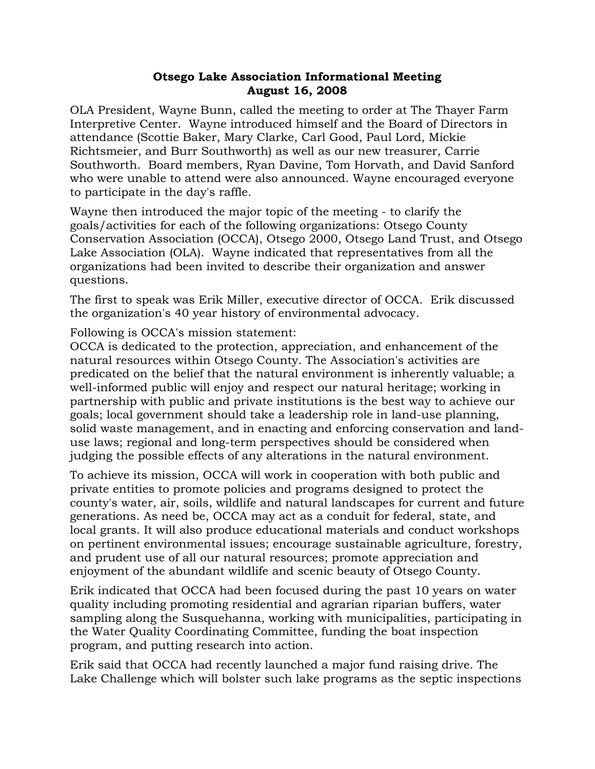# Otsego Lake Association Informational Meeting
## August 16, 2008

OLA President, Wayne Bunn, called the meeting to order at The Thayer Farm Interpretive Center. Wayne introduced himself and the Board of Directors in attendance (Scottie Baker, Mary Clarke, Carl Good, Paul Lord, Mickie Richtsmeier, and Burr Southworth) as well as our new treasurer, Carrie Southworth. Board members, Ryan Davine, Tom Horvath, and David Sanford who were unable to attend were also announced. Wayne encouraged everyone to participate in the day's raffle.

Wayne then introduced the major topic of the meeting - to clarify the goals/activities for each of the following organizations: Otsego County Conservation Association (OCCA), Otsego 2000, Otsego Land Trust, and Otsego Lake Association (OLA). Wayne indicated that representatives from all the organizations had been invited to describe their organization and answer questions.

The first to speak was Erik Miller, executive director of OCCA. Erik discussed the organization's 40 year history of environmental advocacy.

Following is OCCA's mission statement:
OCCA is dedicated to the protection, appreciation, and enhancement of the natural resources within Otsego County. The Association's activities are predicated on the belief that the natural environment is inherently valuable; a well-informed public will enjoy and respect our natural heritage; working in partnership with public and private institutions is the best way to achieve our goals; local government should take a leadership role in land-use planning, solid waste management, and in enacting and enforcing conservation and land-use laws; regional and long-term perspectives should be considered when judging the possible effects of any alterations in the natural environment.

To achieve its mission, OCCA will work in cooperation with both public and private entities to promote policies and programs designed to protect the county's water, air, soils, wildlife and natural landscapes for current and future generations. As need be, OCCA may act as a conduit for federal, state, and local grants. It will also produce educational materials and conduct workshops on pertinent environmental issues; encourage sustainable agriculture, forestry, and prudent use of all our natural resources; promote appreciation and enjoyment of the abundant wildlife and scenic beauty of Otsego County.

Erik indicated that OCCA had been focused during the past 10 years on water quality including promoting residential and agrarian riparian buffers, water sampling along the Susquehanna, working with municipalities, participating in the Water Quality Coordinating Committee, funding the boat inspection program, and putting research into action.

Erik said that OCCA had recently launched a major fund raising drive. The Lake Challenge which will bolster such lake programs as the septic inspections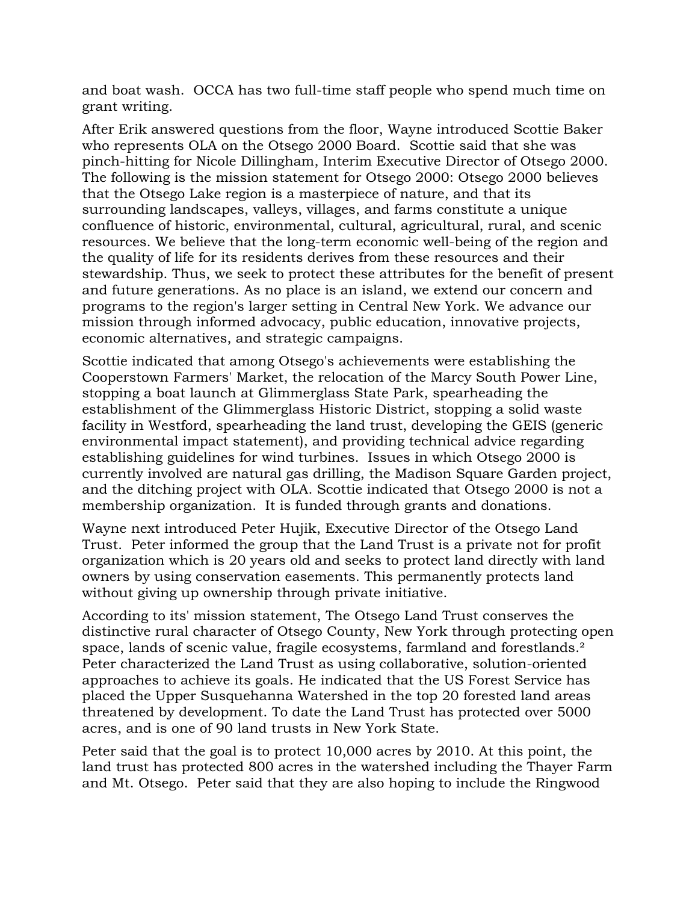and boat wash. OCCA has two full-time staff people who spend much time on grant writing.

After Erik answered questions from the floor, Wayne introduced Scottie Baker who represents OLA on the Otsego 2000 Board. Scottie said that she was pinch-hitting for Nicole Dillingham, Interim Executive Director of Otsego 2000. The following is the mission statement for Otsego 2000: Otsego 2000 believes that the Otsego Lake region is a masterpiece of nature, and that its surrounding landscapes, valleys, villages, and farms constitute a unique confluence of historic, environmental, cultural, agricultural, rural, and scenic resources. We believe that the long-term economic well-being of the region and the quality of life for its residents derives from these resources and their stewardship. Thus, we seek to protect these attributes for the benefit of present and future generations. As no place is an island, we extend our concern and programs to the region's larger setting in Central New York. We advance our mission through informed advocacy, public education, innovative projects, economic alternatives, and strategic campaigns.

Scottie indicated that among Otsego's achievements were establishing the Cooperstown Farmers' Market, the relocation of the Marcy South Power Line, stopping a boat launch at Glimmerglass State Park, spearheading the establishment of the Glimmerglass Historic District, stopping a solid waste facility in Westford, spearheading the land trust, developing the GEIS (generic environmental impact statement), and providing technical advice regarding establishing guidelines for wind turbines. Issues in which Otsego 2000 is currently involved are natural gas drilling, the Madison Square Garden project, and the ditching project with OLA. Scottie indicated that Otsego 2000 is not a membership organization. It is funded through grants and donations.

Wayne next introduced Peter Hujik, Executive Director of the Otsego Land Trust. Peter informed the group that the Land Trust is a private not for profit organization which is 20 years old and seeks to protect land directly with land owners by using conservation easements. This permanently protects land without giving up ownership through private initiative.

According to its' mission statement, The Otsego Land Trust conserves the distinctive rural character of Otsego County, New York through protecting open space, lands of scenic value, fragile ecosystems, farmland and forestlands.[2] Peter characterized the Land Trust as using collaborative, solution-oriented approaches to achieve its goals. He indicated that the US Forest Service has placed the Upper Susquehanna Watershed in the top 20 forested land areas threatened by development. To date the Land Trust has protected over 5000 acres, and is one of 90 land trusts in New York State.

Peter said that the goal is to protect 10,000 acres by 2010. At this point, the land trust has protected 800 acres in the watershed including the Thayer Farm and Mt. Otsego. Peter said that they are also hoping to include the Ringwood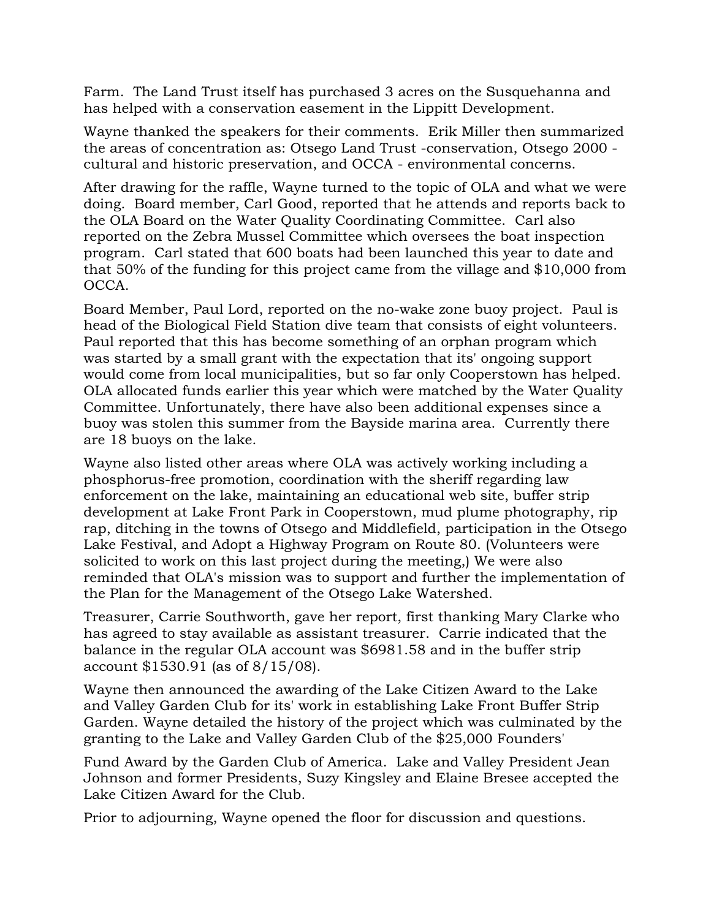Farm. The Land Trust itself has purchased 3 acres on the Susquehanna and has helped with a conservation easement in the Lippitt Development.

Wayne thanked the speakers for their comments. Erik Miller then summarized the areas of concentration as: Otsego Land Trust -conservation, Otsego 2000 - cultural and historic preservation, and OCCA - environmental concerns.

After drawing for the raffle, Wayne turned to the topic of OLA and what we were doing. Board member, Carl Good, reported that he attends and reports back to the OLA Board on the Water Quality Coordinating Committee. Carl also reported on the Zebra Mussel Committee which oversees the boat inspection program. Carl stated that 600 boats had been launched this year to date and that 50% of the funding for this project came from the village and $10,000 from OCCA.

Board Member, Paul Lord, reported on the no-wake zone buoy project. Paul is head of the Biological Field Station dive team that consists of eight volunteers. Paul reported that this has become something of an orphan program which was started by a small grant with the expectation that its' ongoing support would come from local municipalities, but so far only Cooperstown has helped. OLA allocated funds earlier this year which were matched by the Water Quality Committee. Unfortunately, there have also been additional expenses since a buoy was stolen this summer from the Bayside marina area. Currently there are 18 buoys on the lake.

Wayne also listed other areas where OLA was actively working including a phosphorus-free promotion, coordination with the sheriff regarding law enforcement on the lake, maintaining an educational web site, buffer strip development at Lake Front Park in Cooperstown, mud plume photography, rip rap, ditching in the towns of Otsego and Middlefield, participation in the Otsego Lake Festival, and Adopt a Highway Program on Route 80. (Volunteers were solicited to work on this last project during the meeting,) We were also reminded that OLA's mission was to support and further the implementation of the Plan for the Management of the Otsego Lake Watershed.

Treasurer, Carrie Southworth, gave her report, first thanking Mary Clarke who has agreed to stay available as assistant treasurer. Carrie indicated that the balance in the regular OLA account was $6981.58 and in the buffer strip account $1530.91 (as of 8/15/08).

Wayne then announced the awarding of the Lake Citizen Award to the Lake and Valley Garden Club for its' work in establishing Lake Front Buffer Strip Garden. Wayne detailed the history of the project which was culminated by the granting to the Lake and Valley Garden Club of the $25,000 Founders' Fund Award by the Garden Club of America. Lake and Valley President Jean Johnson and former Presidents, Suzy Kingsley and Elaine Bresee accepted the Lake Citizen Award for the Club.

Prior to adjourning, Wayne opened the floor for discussion and questions.